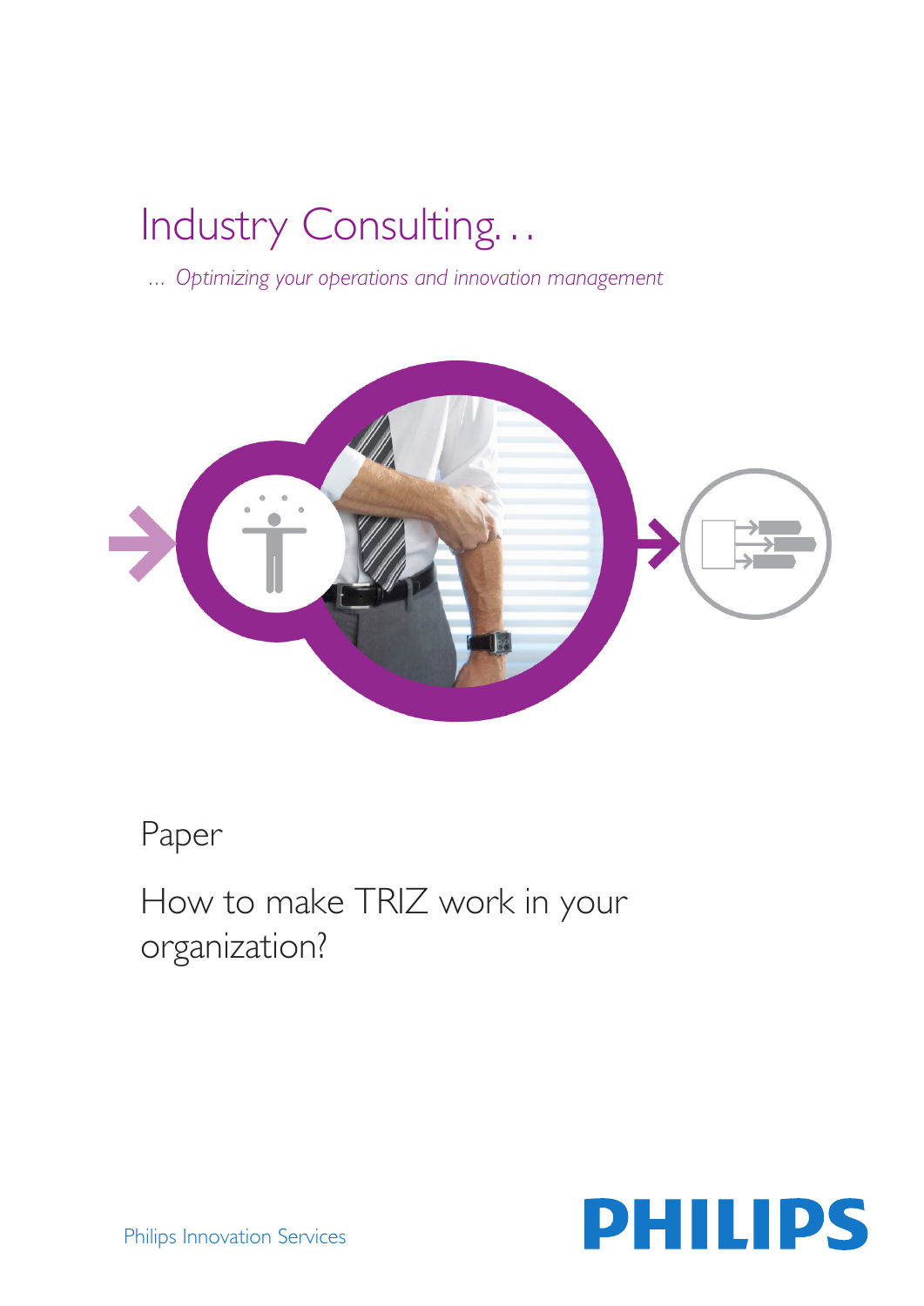# Industry Consulting…

*… Optimizing your operations and innovation management*

Paper

## How to make TRIZ work in your organization?

Philips Innovation Services

PHILIPS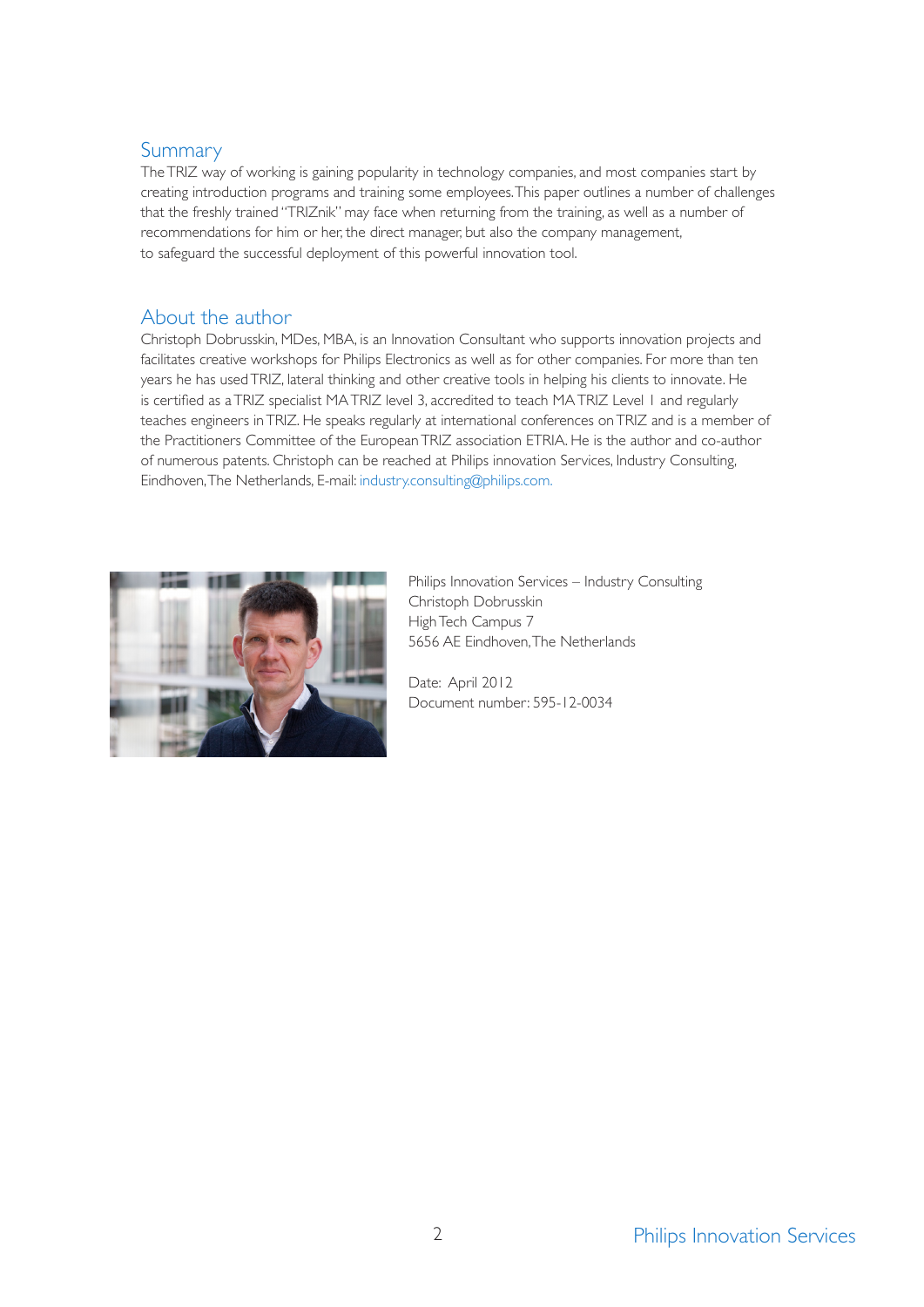## Summary

The TRIZ way of working is gaining popularity in technology companies, and most companies start by creating introduction programs and training some employees. This paper outlines a number of challenges that the freshly trained "TRIZnik" may face when returning from the training, as well as a number of recommendations for him or her, the direct manager, but also the company management, to safeguard the successful deployment of this powerful innovation tool.

## About the author

Christoph Dobrusskin, MDes, MBA, is an Innovation Consultant who supports innovation projects and facilitates creative workshops for Philips Electronics as well as for other companies. For more than ten years he has used TRIZ, lateral thinking and other creative tools in helping his clients to innovate. He is certified as a TRIZ specialist MA TRIZ level 3, accredited to teach MA TRIZ Level 1 and regularly teaches engineers in TRIZ. He speaks regularly at international conferences on TRIZ and is a member of the Practitioners Committee of the European TRIZ association ETRIA. He is the author and co-author of numerous patents. Christoph can be reached at Philips innovation Services, Industry Consulting, Eindhoven, The Netherlands, E-mail: industry.consulting@philips.com.

Philips Innovation Services – Industry Consulting
Christoph Dobrusskin
High Tech Campus 7
5656 AE Eindhoven, The Netherlands

Date: April 2012
Document number: 595-12-0034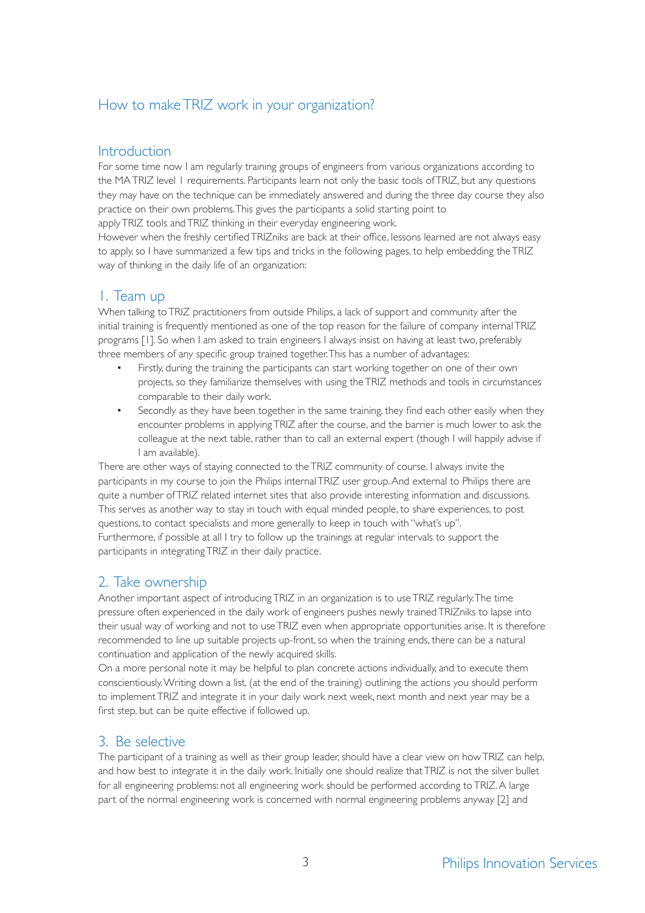## How to make TRIZ work in your organization?

### Introduction

For some time now I am regularly training groups of engineers from various organizations according to the MA TRIZ level 1 requirements. Participants learn not only the basic tools of TRIZ, but any questions they may have on the technique can be immediately answered and during the three day course they also practice on their own problems. This gives the participants a solid starting point to apply TRIZ tools and TRIZ thinking in their everyday engineering work.

However when the freshly certified TRIZniks are back at their office, lessons learned are not always easy to apply, so I have summarized a few tips and tricks in the following pages, to help embedding the TRIZ way of thinking in the daily life of an organization:

### 1. Team up

When talking to TRIZ practitioners from outside Philips, a lack of support and community after the initial training is frequently mentioned as one of the top reason for the failure of company internal TRIZ programs [1]. So when I am asked to train engineers I always insist on having at least two, preferably three members of any specific group trained together. This has a number of advantages:

- Firstly, during the training the participants can start working together on one of their own projects, so they familiarize themselves with using the TRIZ methods and tools in circumstances comparable to their daily work.
- Secondly as they have been together in the same training, they find each other easily when they encounter problems in applying TRIZ after the course, and the barrier is much lower to ask the colleague at the next table, rather than to call an external expert (though I will happily advise if I am available).

There are other ways of staying connected to the TRIZ community of course. I always invite the participants in my course to join the Philips internal TRIZ user group. And external to Philips there are quite a number of TRIZ related internet sites that also provide interesting information and discussions. This serves as another way to stay in touch with equal minded people, to share experiences, to post questions, to contact specialists and more generally to keep in touch with "what's up".

Furthermore, if possible at all I try to follow up the trainings at regular intervals to support the participants in integrating TRIZ in their daily practice.

### 2. Take ownership

Another important aspect of introducing TRIZ in an organization is to use TRIZ regularly. The time pressure often experienced in the daily work of engineers pushes newly trained TRIZniks to lapse into their usual way of working and not to use TRIZ even when appropriate opportunities arise. It is therefore recommended to line up suitable projects up-front, so when the training ends, there can be a natural continuation and application of the newly acquired skills.

On a more personal note it may be helpful to plan concrete actions individually, and to execute them conscientiously. Writing down a list, (at the end of the training) outlining the actions you should perform to implement TRIZ and integrate it in your daily work next week, next month and next year may be a first step, but can be quite effective if followed up.

### 3. Be selective

The participant of a training as well as their group leader, should have a clear view on how TRIZ can help, and how best to integrate it in the daily work. Initially one should realize that TRIZ is not the silver bullet for all engineering problems: not all engineering work should be performed according to TRIZ. A large part of the normal engineering work is concerned with normal engineering problems anyway [2] and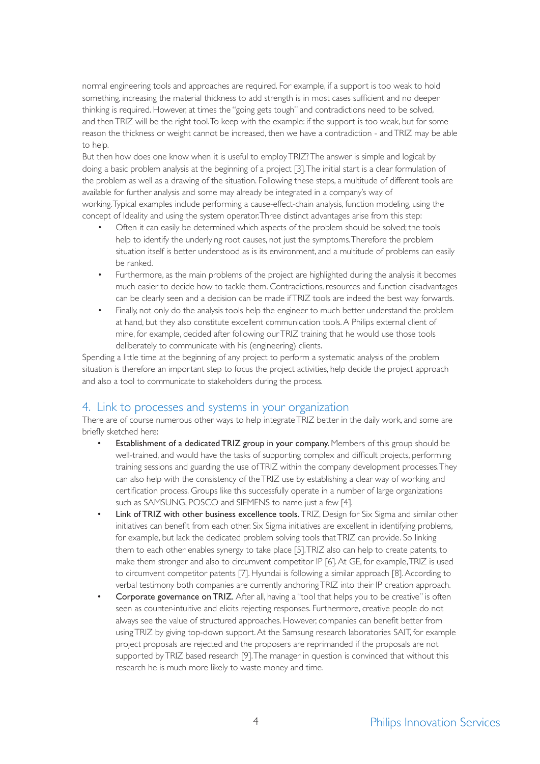normal engineering tools and approaches are required. For example, if a support is too weak to hold something, increasing the material thickness to add strength is in most cases sufficient and no deeper thinking is required. However, at times the "going gets tough" and contradictions need to be solved, and then TRIZ will be the right tool. To keep with the example: if the support is too weak, but for some reason the thickness or weight cannot be increased, then we have a contradiction - and TRIZ may be able to help.

But then how does one know when it is useful to employ TRIZ? The answer is simple and logical: by doing a basic problem analysis at the beginning of a project [3]. The initial start is a clear formulation of the problem as well as a drawing of the situation. Following these steps, a multitude of different tools are available for further analysis and some may already be integrated in a company's way of working. Typical examples include performing a cause-effect-chain analysis, function modeling, using the concept of Ideality and using the system operator. Three distinct advantages arise from this step:

- Often it can easily be determined which aspects of the problem should be solved; the tools help to identify the underlying root causes, not just the symptoms. Therefore the problem situation itself is better understood as is its environment, and a multitude of problems can easily be ranked.
- Furthermore, as the main problems of the project are highlighted during the analysis it becomes much easier to decide how to tackle them. Contradictions, resources and function disadvantages can be clearly seen and a decision can be made if TRIZ tools are indeed the best way forwards.
- Finally, not only do the analysis tools help the engineer to much better understand the problem at hand, but they also constitute excellent communication tools. A Philips external client of mine, for example, decided after following our TRIZ training that he would use those tools deliberately to communicate with his (engineering) clients.

Spending a little time at the beginning of any project to perform a systematic analysis of the problem situation is therefore an important step to focus the project activities, help decide the project approach and also a tool to communicate to stakeholders during the process.

## 4. Link to processes and systems in your organization

There are of course numerous other ways to help integrate TRIZ better in the daily work, and some are briefly sketched here:

- **Establishment of a dedicated TRIZ group in your company.** Members of this group should be well-trained, and would have the tasks of supporting complex and difficult projects, performing training sessions and guarding the use of TRIZ within the company development processes. They can also help with the consistency of the TRIZ use by establishing a clear way of working and certification process. Groups like this successfully operate in a number of large organizations such as SAMSUNG, POSCO and SIEMENS to name just a few [4].
- **Link of TRIZ with other business excellence tools.** TRIZ, Design for Six Sigma and similar other initiatives can benefit from each other. Six Sigma initiatives are excellent in identifying problems, for example, but lack the dedicated problem solving tools that TRIZ can provide. So linking them to each other enables synergy to take place [5]. TRIZ also can help to create patents, to make them stronger and also to circumvent competitor IP [6]. At GE, for example, TRIZ is used to circumvent competitor patents [7]. Hyundai is following a similar approach [8]. According to verbal testimony both companies are currently anchoring TRIZ into their IP creation approach.
- **Corporate governance on TRIZ.** After all, having a "tool that helps you to be creative" is often seen as counter-intuitive and elicits rejecting responses. Furthermore, creative people do not always see the value of structured approaches. However, companies can benefit better from using TRIZ by giving top-down support. At the Samsung research laboratories SAIT, for example project proposals are rejected and the proposers are reprimanded if the proposals are not supported by TRIZ based research [9]. The manager in question is convinced that without this research he is much more likely to waste money and time.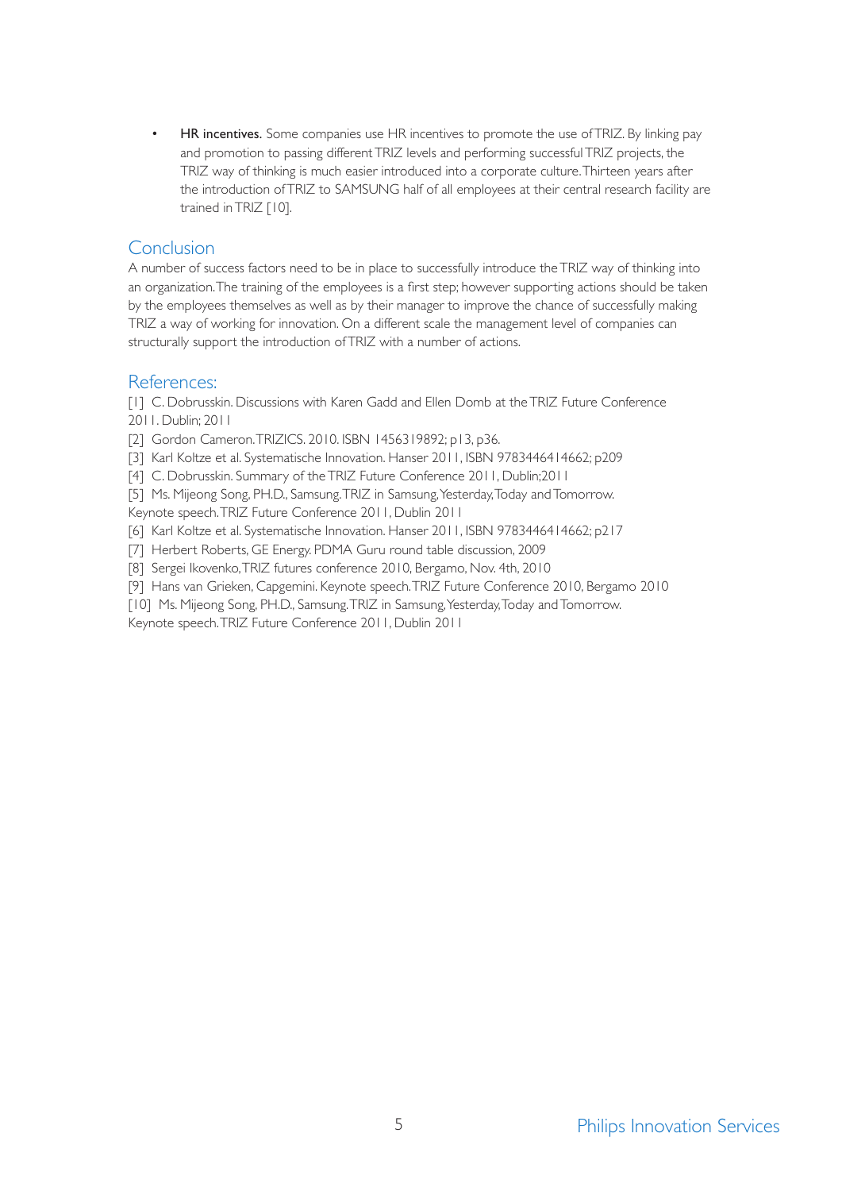- **HR incentives.** Some companies use HR incentives to promote the use of TRIZ. By linking pay and promotion to passing different TRIZ levels and performing successful TRIZ projects, the TRIZ way of thinking is much easier introduced into a corporate culture. Thirteen years after the introduction of TRIZ to SAMSUNG half of all employees at their central research facility are trained in TRIZ [10].

## Conclusion

A number of success factors need to be in place to successfully introduce the TRIZ way of thinking into an organization. The training of the employees is a first step; however supporting actions should be taken by the employees themselves as well as by their manager to improve the chance of successfully making TRIZ a way of working for innovation. On a different scale the management level of companies can structurally support the introduction of TRIZ with a number of actions.

## References:

[1] C. Dobrusskin. Discussions with Karen Gadd and Ellen Domb at the TRIZ Future Conference 2011. Dublin; 2011

[2] Gordon Cameron. TRIZICS. 2010. ISBN 1456319892; p13, p36.

[3] Karl Koltze et al. Systematische Innovation. Hanser 2011, ISBN 9783446414662; p209

[4] C. Dobrusskin. Summary of the TRIZ Future Conference 2011, Dublin;2011

[5] Ms. Mijeong Song, PH.D., Samsung. TRIZ in Samsung, Yesterday, Today and Tomorrow. Keynote speech. TRIZ Future Conference 2011, Dublin 2011

[6] Karl Koltze et al. Systematische Innovation. Hanser 2011, ISBN 9783446414662; p217

[7] Herbert Roberts, GE Energy. PDMA Guru round table discussion, 2009

[8] Sergei Ikovenko, TRIZ futures conference 2010, Bergamo, Nov. 4th, 2010

[9] Hans van Grieken, Capgemini. Keynote speech. TRIZ Future Conference 2010, Bergamo 2010

[10] Ms. Mijeong Song, PH.D., Samsung. TRIZ in Samsung, Yesterday, Today and Tomorrow. Keynote speech. TRIZ Future Conference 2011, Dublin 2011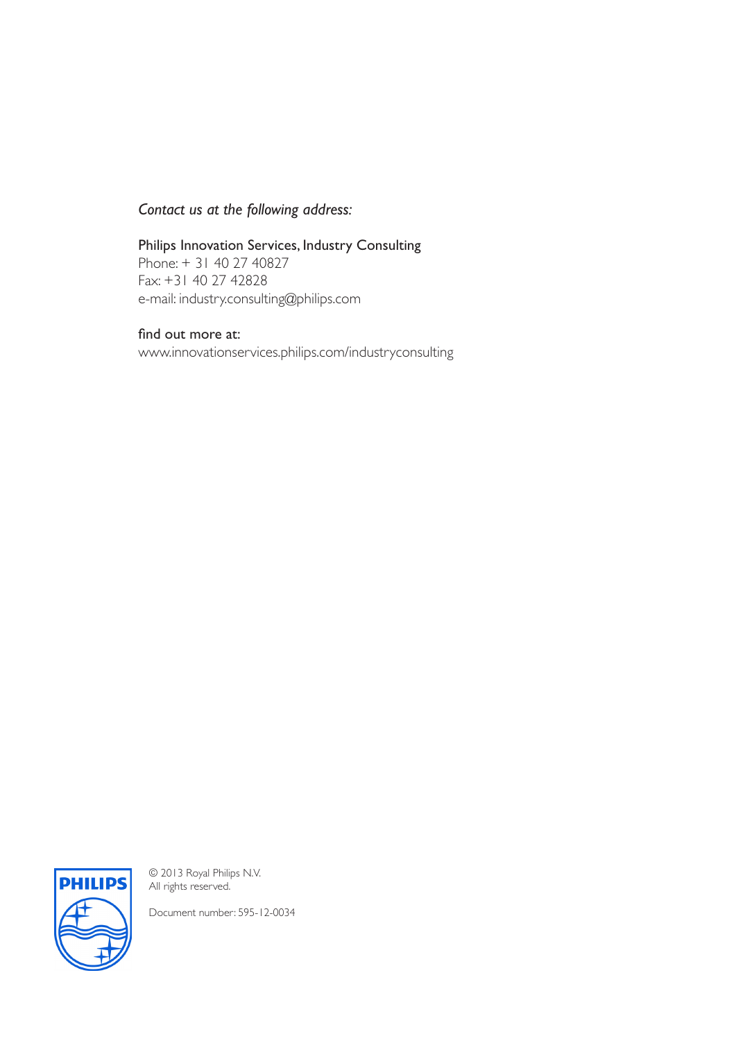*Contact us at the following address:*

Philips Innovation Services, Industry Consulting
Phone: + 31 40 27 40827
Fax: +31 40 27 42828
e-mail: industry.consulting@philips.com

find out more at:
www.innovationservices.philips.com/industryconsulting

PHILIPS

© 2013 Royal Philips N.V.
All rights reserved.

Document number: 595-12-0034